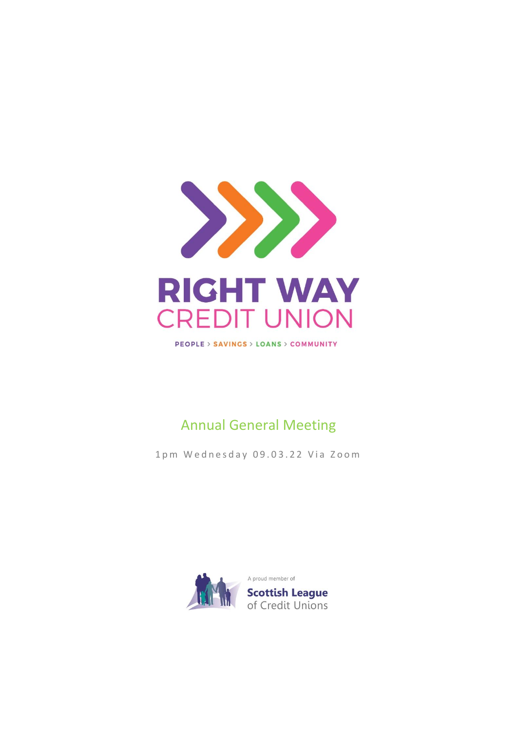# RIGHT WAY CREDIT UNION

PEOPLE > SAVINGS > LOANS > COMMUNITY

## Annual General Meeting

1pm Wednesday 09.03.22 Via Zoom

A proud member of

**Scottish League** of Credit Unions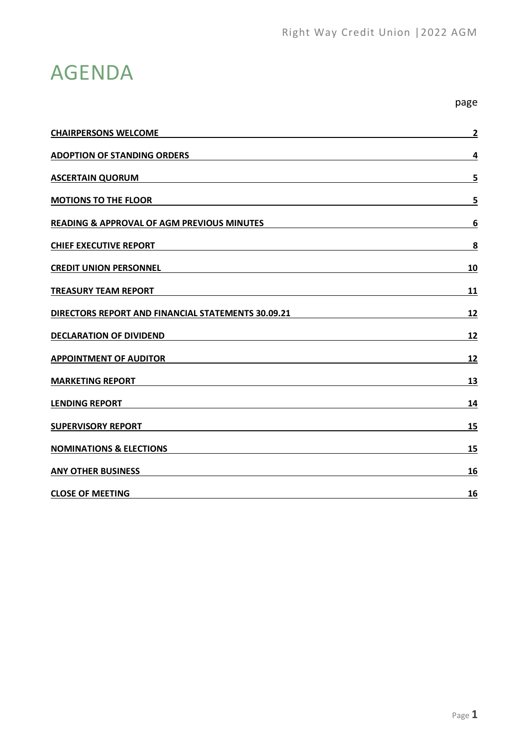# AGENDA

| | page |
|---|---|
| **CHAIRPERSONS WELCOME** | **2** |
| **ADOPTION OF STANDING ORDERS** | **4** |
| **ASCERTAIN QUORUM** | **5** |
| **MOTIONS TO THE FLOOR** | **5** |
| **READING & APPROVAL OF AGM PREVIOUS MINUTES** | **6** |
| **CHIEF EXECUTIVE REPORT** | **8** |
| **CREDIT UNION PERSONNEL** | **10** |
| **TREASURY TEAM REPORT** | **11** |
| **DIRECTORS REPORT AND FINANCIAL STATEMENTS 30.09.21** | **12** |
| **DECLARATION OF DIVIDEND** | **12** |
| **APPOINTMENT OF AUDITOR** | **12** |
| **MARKETING REPORT** | **13** |
| **LENDING REPORT** | **14** |
| **SUPERVISORY REPORT** | **15** |
| **NOMINATIONS & ELECTIONS** | **15** |
| **ANY OTHER BUSINESS** | **16** |
| **CLOSE OF MEETING** | **16** |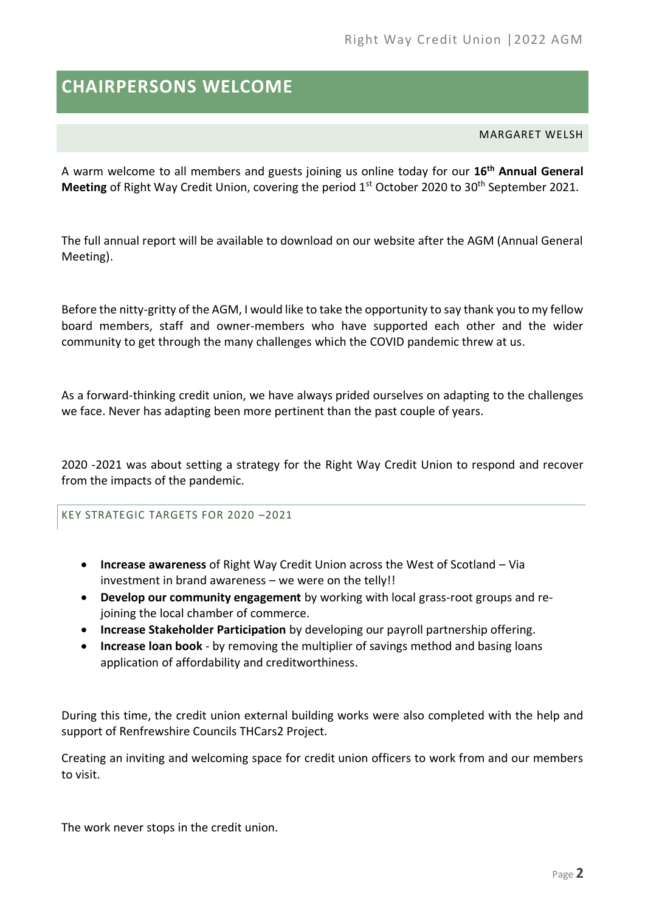# CHAIRPERSONS WELCOME

MARGARET WELSH

A warm welcome to all members and guests joining us online today for our **16th Annual General Meeting** of Right Way Credit Union, covering the period 1st October 2020 to 30th September 2021.

The full annual report will be available to download on our website after the AGM (Annual General Meeting).

Before the nitty-gritty of the AGM, I would like to take the opportunity to say thank you to my fellow board members, staff and owner-members who have supported each other and the wider community to get through the many challenges which the COVID pandemic threw at us.

As a forward-thinking credit union, we have always prided ourselves on adapting to the challenges we face. Never has adapting been more pertinent than the past couple of years.

2020 -2021 was about setting a strategy for the Right Way Credit Union to respond and recover from the impacts of the pandemic.

## KEY STRATEGIC TARGETS FOR 2020 –2021

- **Increase awareness** of Right Way Credit Union across the West of Scotland – Via investment in brand awareness – we were on the telly!!
- **Develop our community engagement** by working with local grass-root groups and re-joining the local chamber of commerce.
- **Increase Stakeholder Participation** by developing our payroll partnership offering.
- **Increase loan book** - by removing the multiplier of savings method and basing loans application of affordability and creditworthiness.

During this time, the credit union external building works were also completed with the help and support of Renfrewshire Councils THCars2 Project.

Creating an inviting and welcoming space for credit union officers to work from and our members to visit.

The work never stops in the credit union.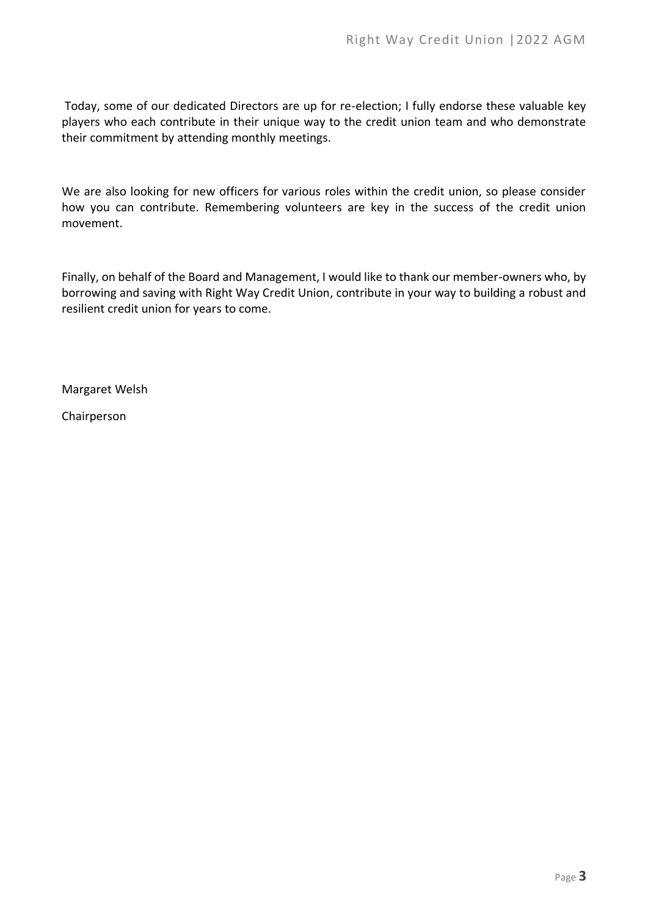Today, some of our dedicated Directors are up for re-election; I fully endorse these valuable key players who each contribute in their unique way to the credit union team and who demonstrate their commitment by attending monthly meetings.

We are also looking for new officers for various roles within the credit union, so please consider how you can contribute. Remembering volunteers are key in the success of the credit union movement.

Finally, on behalf of the Board and Management, I would like to thank our member-owners who, by borrowing and saving with Right Way Credit Union, contribute in your way to building a robust and resilient credit union for years to come.

Margaret Welsh

Chairperson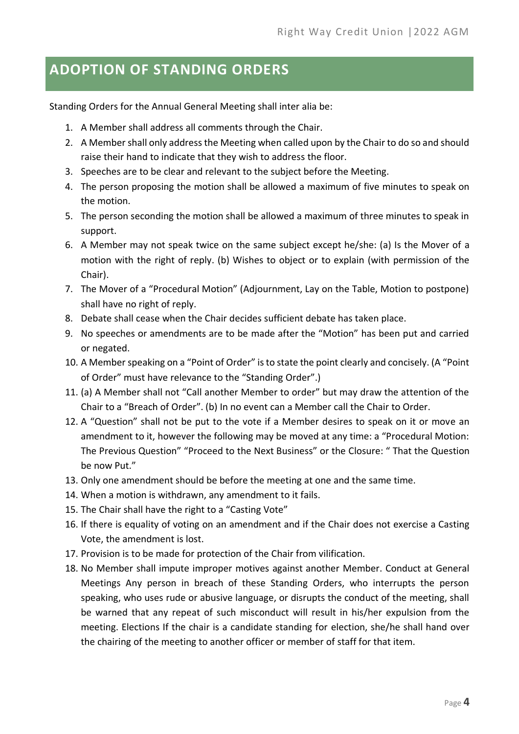## ADOPTION OF STANDING ORDERS

Standing Orders for the Annual General Meeting shall inter alia be:

1. A Member shall address all comments through the Chair.
2. A Member shall only address the Meeting when called upon by the Chair to do so and should raise their hand to indicate that they wish to address the floor.
3. Speeches are to be clear and relevant to the subject before the Meeting.
4. The person proposing the motion shall be allowed a maximum of five minutes to speak on the motion.
5. The person seconding the motion shall be allowed a maximum of three minutes to speak in support.
6. A Member may not speak twice on the same subject except he/she: (a) Is the Mover of a motion with the right of reply. (b) Wishes to object or to explain (with permission of the Chair).
7. The Mover of a "Procedural Motion" (Adjournment, Lay on the Table, Motion to postpone) shall have no right of reply.
8. Debate shall cease when the Chair decides sufficient debate has taken place.
9. No speeches or amendments are to be made after the "Motion" has been put and carried or negated.
10. A Member speaking on a "Point of Order" is to state the point clearly and concisely. (A "Point of Order" must have relevance to the "Standing Order".)
11. (a) A Member shall not "Call another Member to order" but may draw the attention of the Chair to a "Breach of Order". (b) In no event can a Member call the Chair to Order.
12. A "Question" shall not be put to the vote if a Member desires to speak on it or move an amendment to it, however the following may be moved at any time: a "Procedural Motion: The Previous Question" "Proceed to the Next Business" or the Closure: " That the Question be now Put."
13. Only one amendment should be before the meeting at one and the same time.
14. When a motion is withdrawn, any amendment to it fails.
15. The Chair shall have the right to a "Casting Vote"
16. If there is equality of voting on an amendment and if the Chair does not exercise a Casting Vote, the amendment is lost.
17. Provision is to be made for protection of the Chair from vilification.
18. No Member shall impute improper motives against another Member. Conduct at General Meetings Any person in breach of these Standing Orders, who interrupts the person speaking, who uses rude or abusive language, or disrupts the conduct of the meeting, shall be warned that any repeat of such misconduct will result in his/her expulsion from the meeting. Elections If the chair is a candidate standing for election, she/he shall hand over the chairing of the meeting to another officer or member of staff for that item.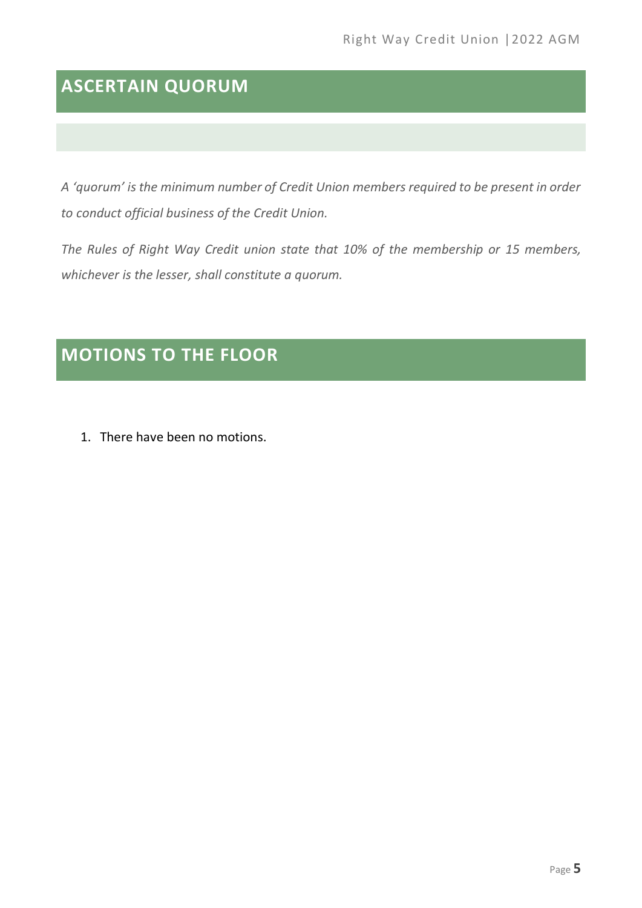## ASCERTAIN QUORUM

*A 'quorum' is the minimum number of Credit Union members required to be present in order to conduct official business of the Credit Union.*

*The Rules of Right Way Credit union state that 10% of the membership or 15 members, whichever is the lesser, shall constitute a quorum.*

## MOTIONS TO THE FLOOR

1. There have been no motions.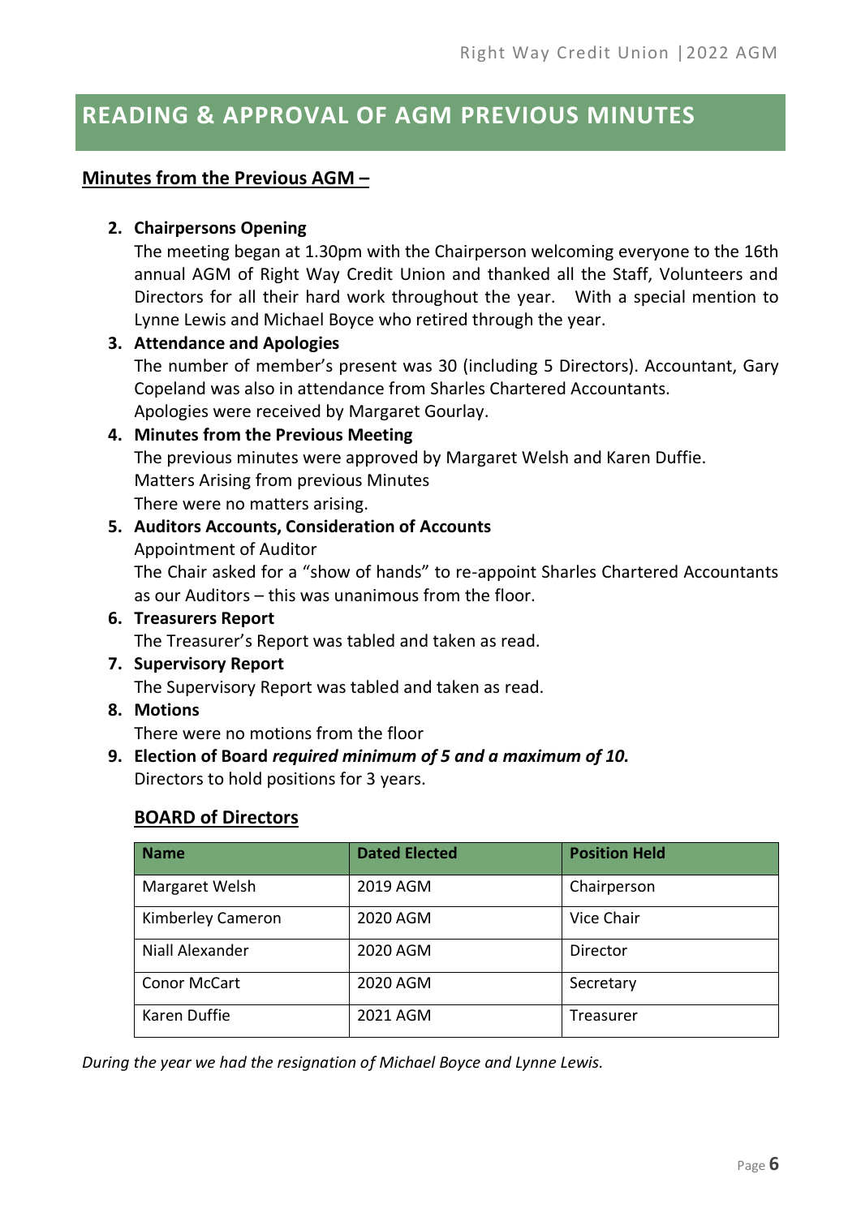# READING & APPROVAL OF AGM PREVIOUS MINUTES

**Minutes from the Previous AGM –**

2. **Chairpersons Opening**
   The meeting began at 1.30pm with the Chairperson welcoming everyone to the 16th annual AGM of Right Way Credit Union and thanked all the Staff, Volunteers and Directors for all their hard work throughout the year. With a special mention to Lynne Lewis and Michael Boyce who retired through the year.
3. **Attendance and Apologies**
   The number of member's present was 30 (including 5 Directors). Accountant, Gary Copeland was also in attendance from Sharles Chartered Accountants.
   Apologies were received by Margaret Gourlay.
4. **Minutes from the Previous Meeting**
   The previous minutes were approved by Margaret Welsh and Karen Duffie.
   Matters Arising from previous Minutes
   There were no matters arising.
5. **Auditors Accounts, Consideration of Accounts**
   Appointment of Auditor
   The Chair asked for a "show of hands" to re-appoint Sharles Chartered Accountants as our Auditors – this was unanimous from the floor.
6. **Treasurers Report**
   The Treasurer's Report was tabled and taken as read.
7. **Supervisory Report**
   The Supervisory Report was tabled and taken as read.
8. **Motions**
   There were no motions from the floor
9. **Election of Board** ***required minimum of 5 and a maximum of 10.***
   Directors to hold positions for 3 years.

**BOARD of Directors**

| Name | Dated Elected | Position Held |
|---|---|---|
| Margaret Welsh | 2019 AGM | Chairperson |
| Kimberley Cameron | 2020 AGM | Vice Chair |
| Niall Alexander | 2020 AGM | Director |
| Conor McCart | 2020 AGM | Secretary |
| Karen Duffie | 2021 AGM | Treasurer |

*During the year we had the resignation of Michael Boyce and Lynne Lewis.*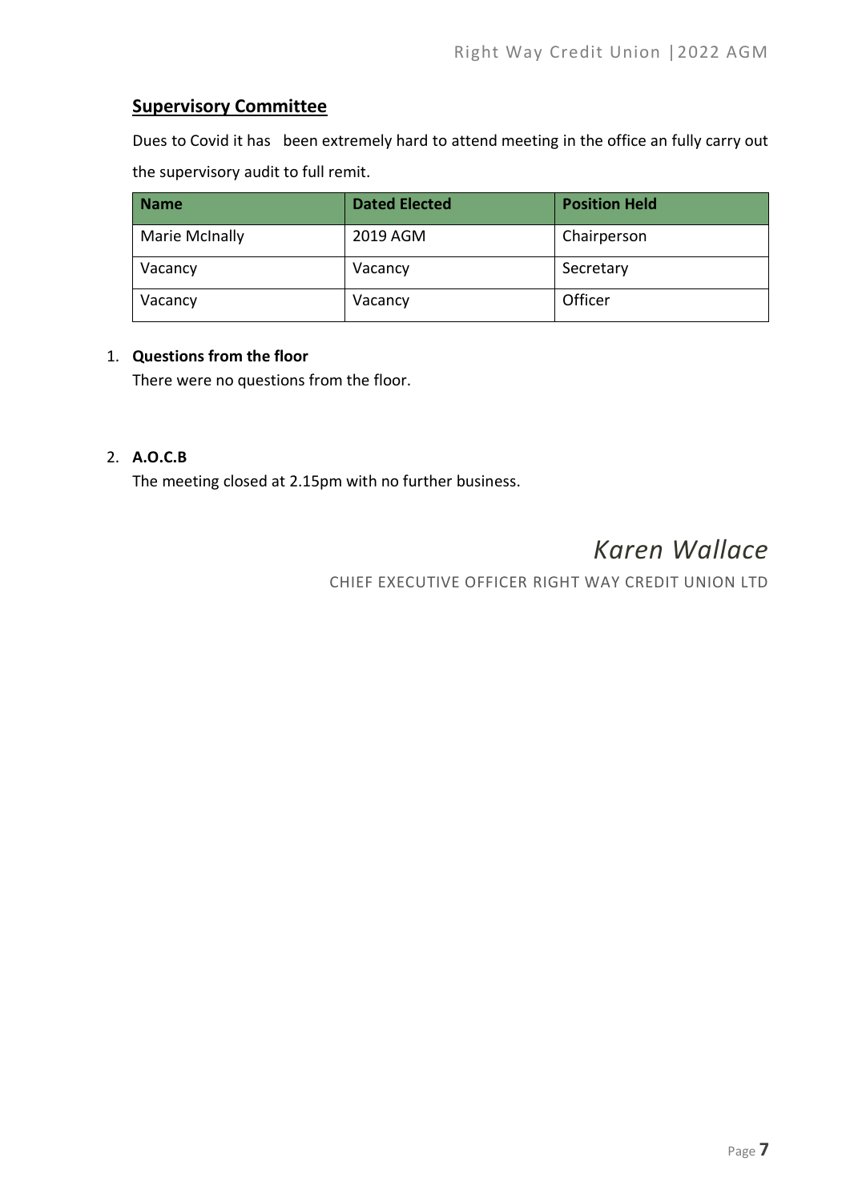## Supervisory Committee

Dues to Covid it has been extremely hard to attend meeting in the office an fully carry out the supervisory audit to full remit.

| Name | Dated Elected | Position Held |
|---|---|---|
| Marie McInally | 2019 AGM | Chairperson |
| Vacancy | Vacancy | Secretary |
| Vacancy | Vacancy | Officer |

1. **Questions from the floor**
   There were no questions from the floor.

2. **A.O.C.B**
   The meeting closed at 2.15pm with no further business.

*Karen Wallace*

CHIEF EXECUTIVE OFFICER RIGHT WAY CREDIT UNION LTD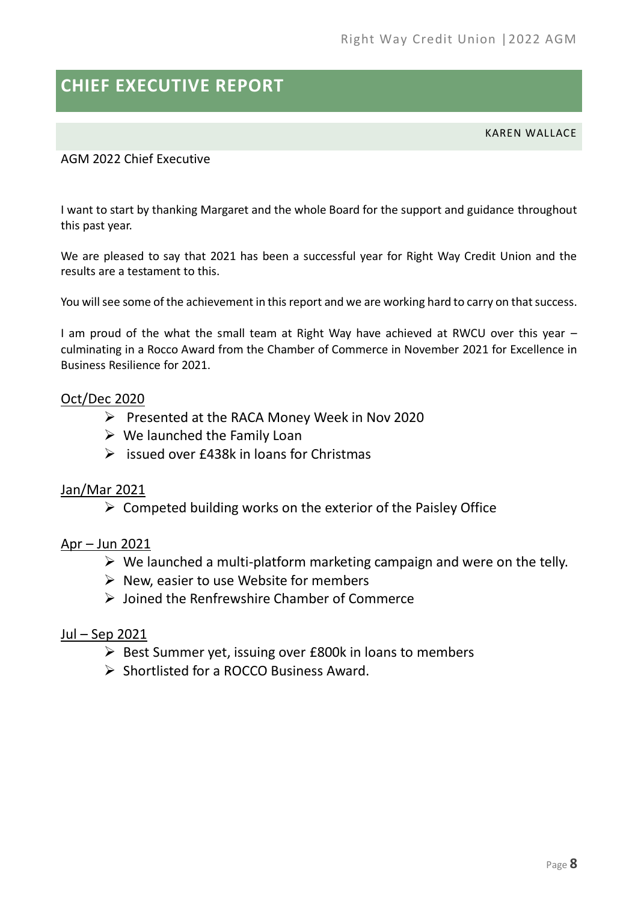## CHIEF EXECUTIVE REPORT

KAREN WALLACE

AGM 2022 Chief Executive

I want to start by thanking Margaret and the whole Board for the support and guidance throughout this past year.

We are pleased to say that 2021 has been a successful year for Right Way Credit Union and the results are a testament to this.

You will see some of the achievement in this report and we are working hard to carry on that success.

I am proud of the what the small team at Right Way have achieved at RWCU over this year – culminating in a Rocco Award from the Chamber of Commerce in November 2021 for Excellence in Business Resilience for 2021.

<u>Oct/Dec 2020</u>

- Presented at the RACA Money Week in Nov 2020
- We launched the Family Loan
- issued over £438k in loans for Christmas

<u>Jan/Mar 2021</u>

- Competed building works on the exterior of the Paisley Office

<u>Apr – Jun 2021</u>

- We launched a multi-platform marketing campaign and were on the telly.
- New, easier to use Website for members
- Joined the Renfrewshire Chamber of Commerce

<u>Jul – Sep 2021</u>

- Best Summer yet, issuing over £800k in loans to members
- Shortlisted for a ROCCO Business Award.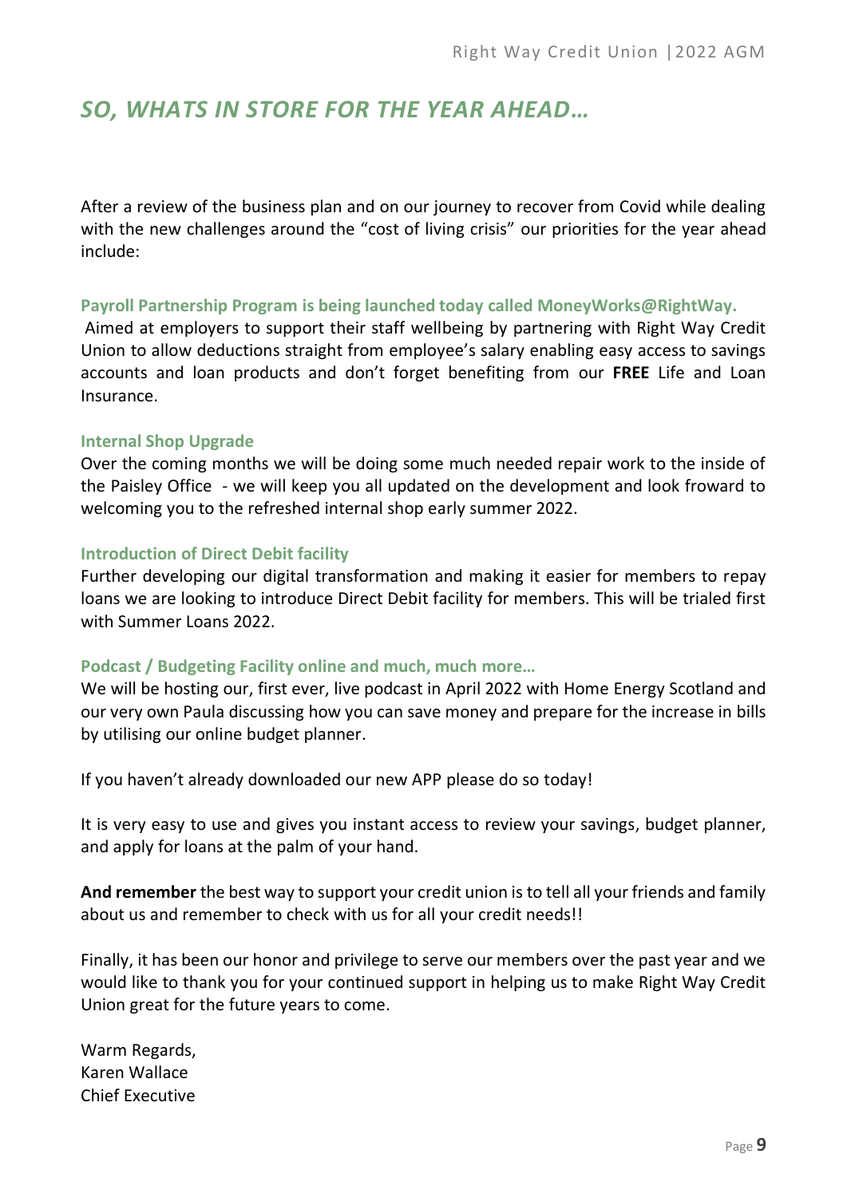## *SO, WHATS IN STORE FOR THE YEAR AHEAD…*

After a review of the business plan and on our journey to recover from Covid while dealing with the new challenges around the "cost of living crisis" our priorities for the year ahead include:

**Payroll Partnership Program is being launched today called MoneyWorks@RightWay.**

Aimed at employers to support their staff wellbeing by partnering with Right Way Credit Union to allow deductions straight from employee's salary enabling easy access to savings accounts and loan products and don't forget benefiting from our **FREE** Life and Loan Insurance.

**Internal Shop Upgrade**

Over the coming months we will be doing some much needed repair work to the inside of the Paisley Office - we will keep you all updated on the development and look froward to welcoming you to the refreshed internal shop early summer 2022.

**Introduction of Direct Debit facility**

Further developing our digital transformation and making it easier for members to repay loans we are looking to introduce Direct Debit facility for members. This will be trialed first with Summer Loans 2022.

**Podcast / Budgeting Facility online and much, much more…**

We will be hosting our, first ever, live podcast in April 2022 with Home Energy Scotland and our very own Paula discussing how you can save money and prepare for the increase in bills by utilising our online budget planner.

If you haven't already downloaded our new APP please do so today!

It is very easy to use and gives you instant access to review your savings, budget planner, and apply for loans at the palm of your hand.

**And remember** the best way to support your credit union is to tell all your friends and family about us and remember to check with us for all your credit needs!!

Finally, it has been our honor and privilege to serve our members over the past year and we would like to thank you for your continued support in helping us to make Right Way Credit Union great for the future years to come.

Warm Regards,
Karen Wallace
Chief Executive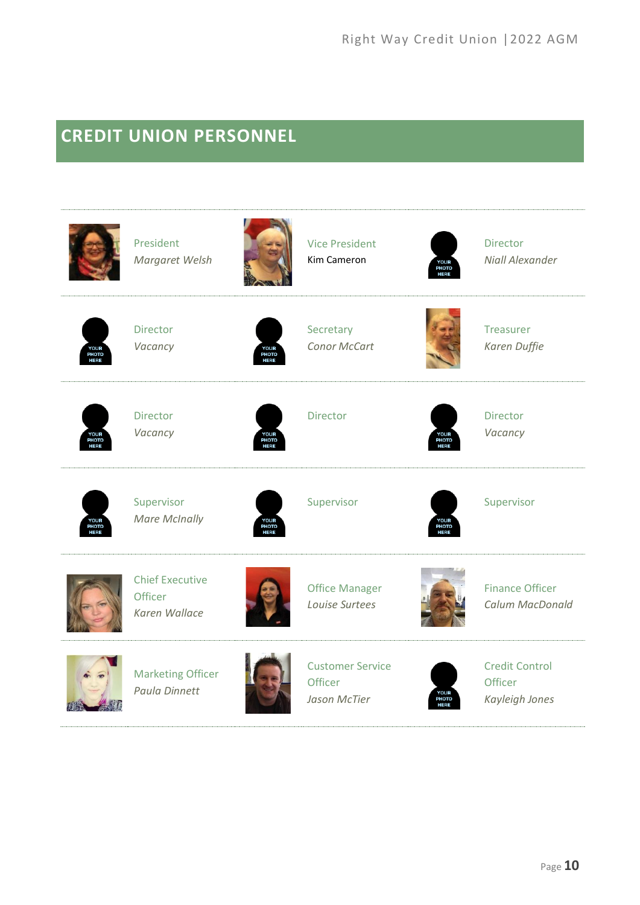# CREDIT UNION PERSONNEL

| | | |
|---|---|---|
| President *Margaret Welsh* | Vice President Kim Cameron | Director *Niall Alexander* |
| Director *Vacancy* | Secretary *Conor McCart* | Treasurer *Karen Duffie* |
| Director *Vacancy* | Director | Director *Vacancy* |
| Supervisor *Mare McInally* | Supervisor | Supervisor |
| Chief Executive Officer *Karen Wallace* | Office Manager *Louise Surtees* | Finance Officer *Calum MacDonald* |
| Marketing Officer *Paula Dinnett* | Customer Service Officer *Jason McTier* | Credit Control Officer *Kayleigh Jones* |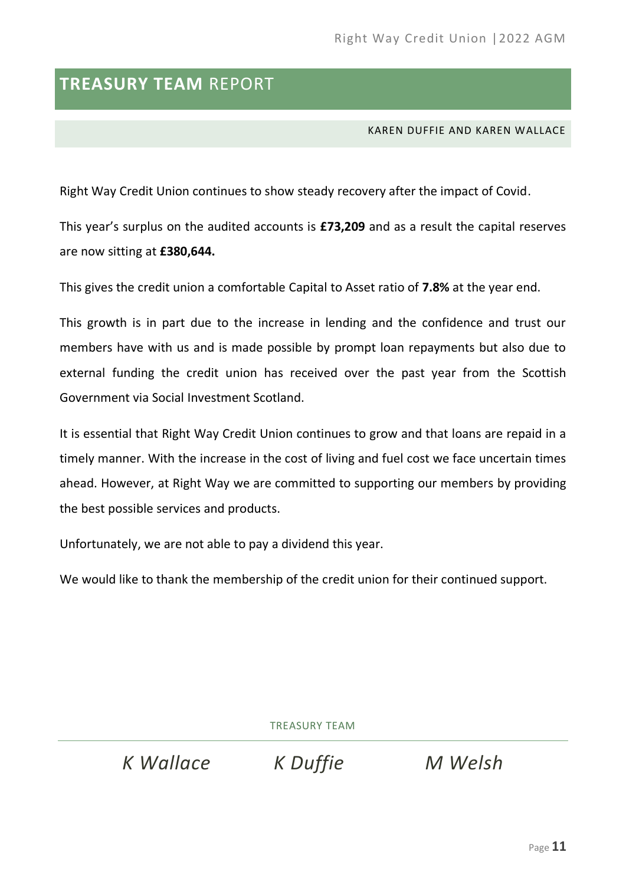# **TREASURY TEAM** REPORT

KAREN DUFFIE AND KAREN WALLACE

Right Way Credit Union continues to show steady recovery after the impact of Covid.

This year's surplus on the audited accounts is **£73,209** and as a result the capital reserves are now sitting at **£380,644.**

This gives the credit union a comfortable Capital to Asset ratio of **7.8%** at the year end.

This growth is in part due to the increase in lending and the confidence and trust our members have with us and is made possible by prompt loan repayments but also due to external funding the credit union has received over the past year from the Scottish Government via Social Investment Scotland.

It is essential that Right Way Credit Union continues to grow and that loans are repaid in a timely manner. With the increase in the cost of living and fuel cost we face uncertain times ahead. However, at Right Way we are committed to supporting our members by providing the best possible services and products.

Unfortunately, we are not able to pay a dividend this year.

We would like to thank the membership of the credit union for their continued support.

TREASURY TEAM

*K Wallace* *K Duffie* *M Welsh*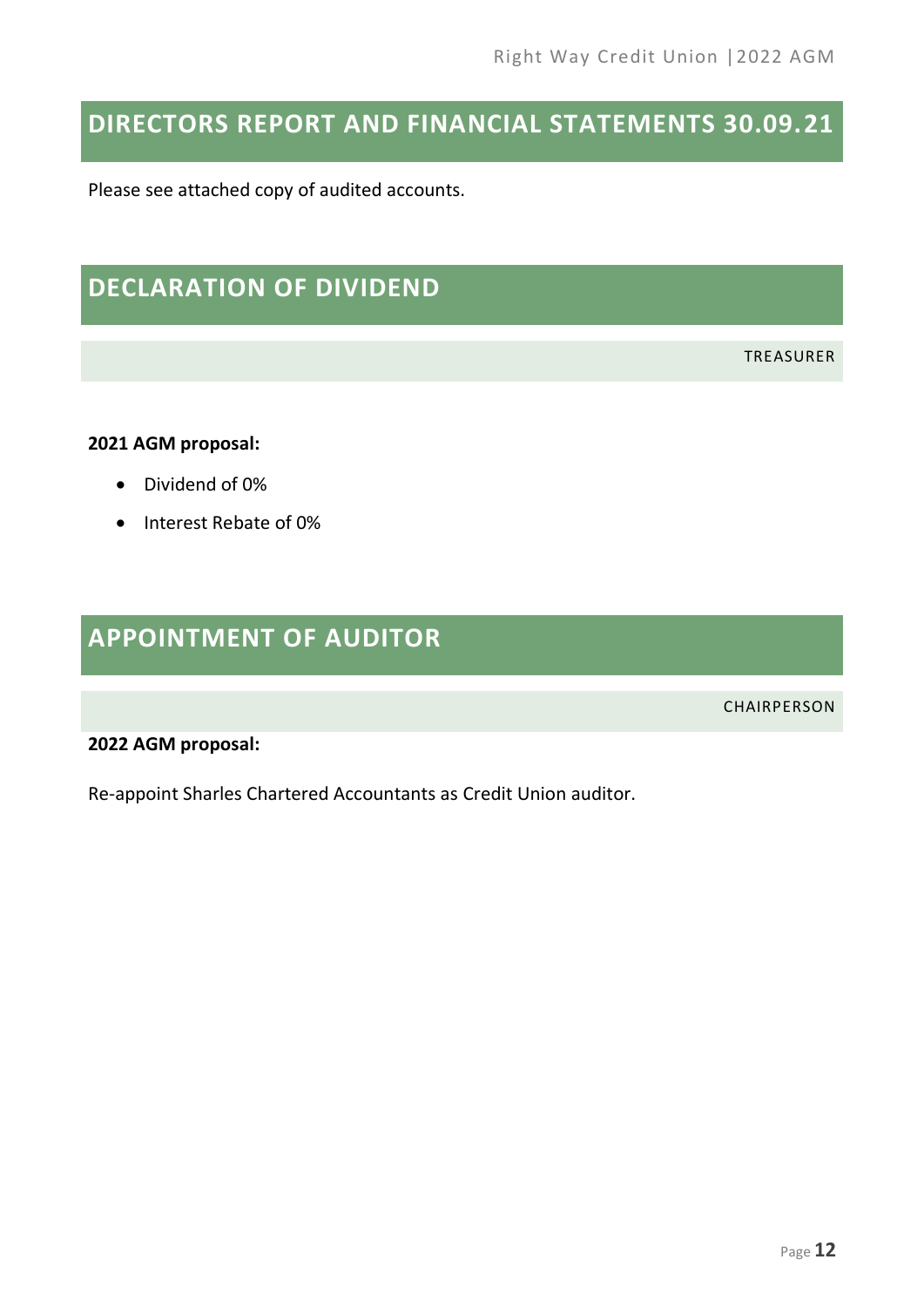## DIRECTORS REPORT AND FINANCIAL STATEMENTS 30.09.21

Please see attached copy of audited accounts.

## DECLARATION OF DIVIDEND

TREASURER

**2021 AGM proposal:**

- Dividend of 0%
- Interest Rebate of 0%

## APPOINTMENT OF AUDITOR

CHAIRPERSON

**2022 AGM proposal:**

Re-appoint Sharles Chartered Accountants as Credit Union auditor.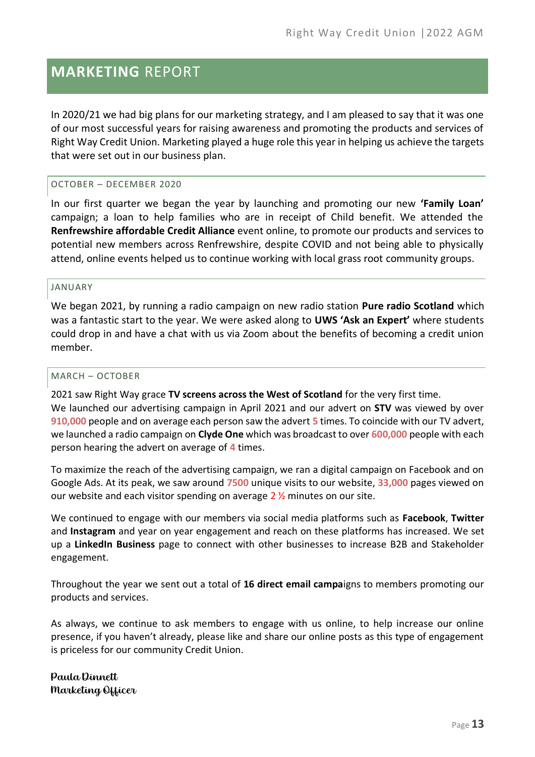# **MARKETING** REPORT

In 2020/21 we had big plans for our marketing strategy, and I am pleased to say that it was one of our most successful years for raising awareness and promoting the products and services of Right Way Credit Union. Marketing played a huge role this year in helping us achieve the targets that were set out in our business plan.

## OCTOBER – DECEMBER 2020

In our first quarter we began the year by launching and promoting our new **'Family Loan'** campaign; a loan to help families who are in receipt of Child benefit. We attended the **Renfrewshire affordable Credit Alliance** event online, to promote our products and services to potential new members across Renfrewshire, despite COVID and not being able to physically attend, online events helped us to continue working with local grass root community groups.

## JANUARY

We began 2021, by running a radio campaign on new radio station **Pure radio Scotland** which was a fantastic start to the year. We were asked along to **UWS 'Ask an Expert'** where students could drop in and have a chat with us via Zoom about the benefits of becoming a credit union member.

## MARCH – OCTOBER

2021 saw Right Way grace **TV screens across the West of Scotland** for the very first time.
We launched our advertising campaign in April 2021 and our advert on **STV** was viewed by over **910,000** people and on average each person saw the advert **5** times. To coincide with our TV advert, we launched a radio campaign on **Clyde One** which was broadcast to over **600,000** people with each person hearing the advert on average of **4** times.

To maximize the reach of the advertising campaign, we ran a digital campaign on Facebook and on Google Ads. At its peak, we saw around **7500** unique visits to our website, **33,000** pages viewed on our website and each visitor spending on average **2 ½** minutes on our site.

We continued to engage with our members via social media platforms such as **Facebook**, **Twitter** and **Instagram** and year on year engagement and reach on these platforms has increased. We set up a **LinkedIn Business** page to connect with other businesses to increase B2B and Stakeholder engagement.

Throughout the year we sent out a total of **16 direct email campa**igns to members promoting our products and services.

As always, we continue to ask members to engage with us online, to help increase our online presence, if you haven't already, please like and share our online posts as this type of engagement is priceless for our community Credit Union.

Paula Dinnett
Marketing Officer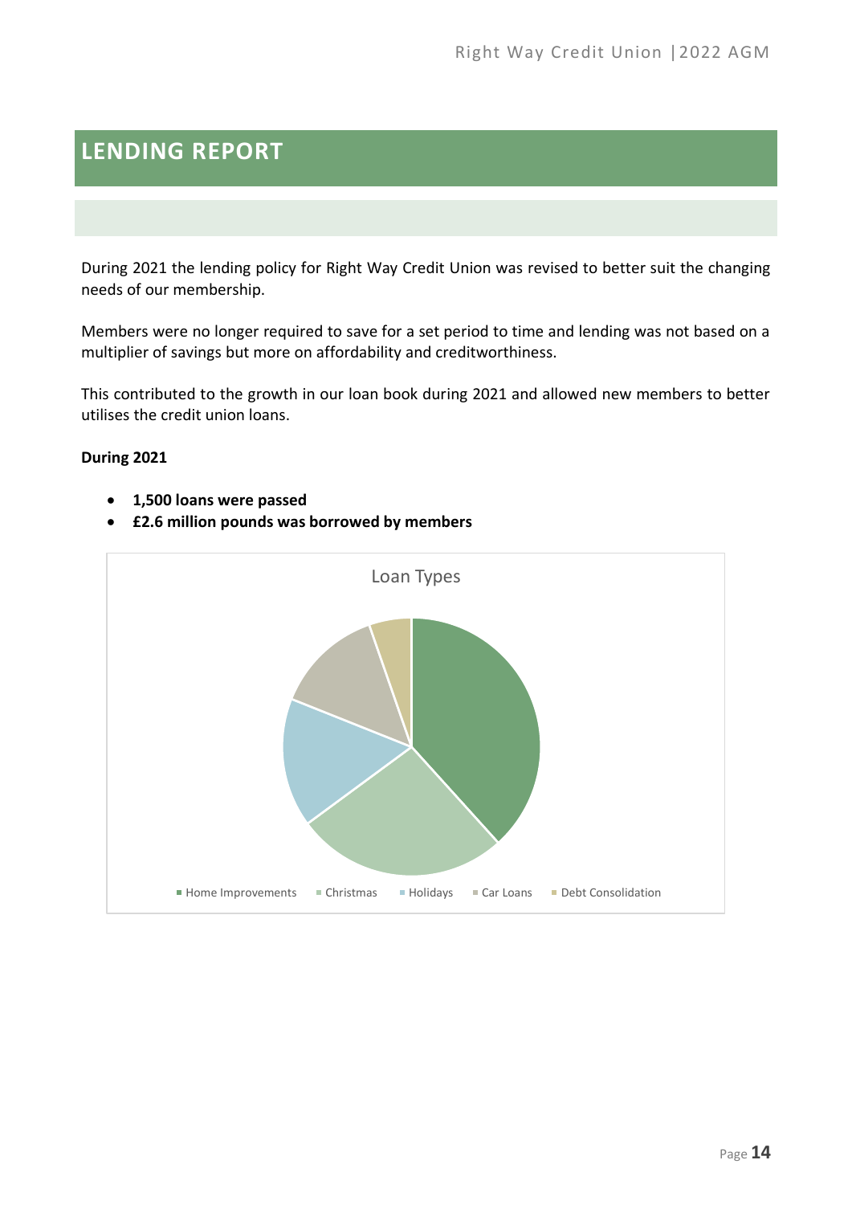# LENDING REPORT

During 2021 the lending policy for Right Way Credit Union was revised to better suit the changing needs of our membership.

Members were no longer required to save for a set period to time and lending was not based on a multiplier of savings but more on affordability and creditworthiness.

This contributed to the growth in our loan book during 2021 and allowed new members to better utilises the credit union loans.

**During 2021**

- **1,500 loans were passed**
- **£2.6 million pounds was borrowed by members**

Loan Types

Home Improvements, Christmas, Holidays, Car Loans, Debt Consolidation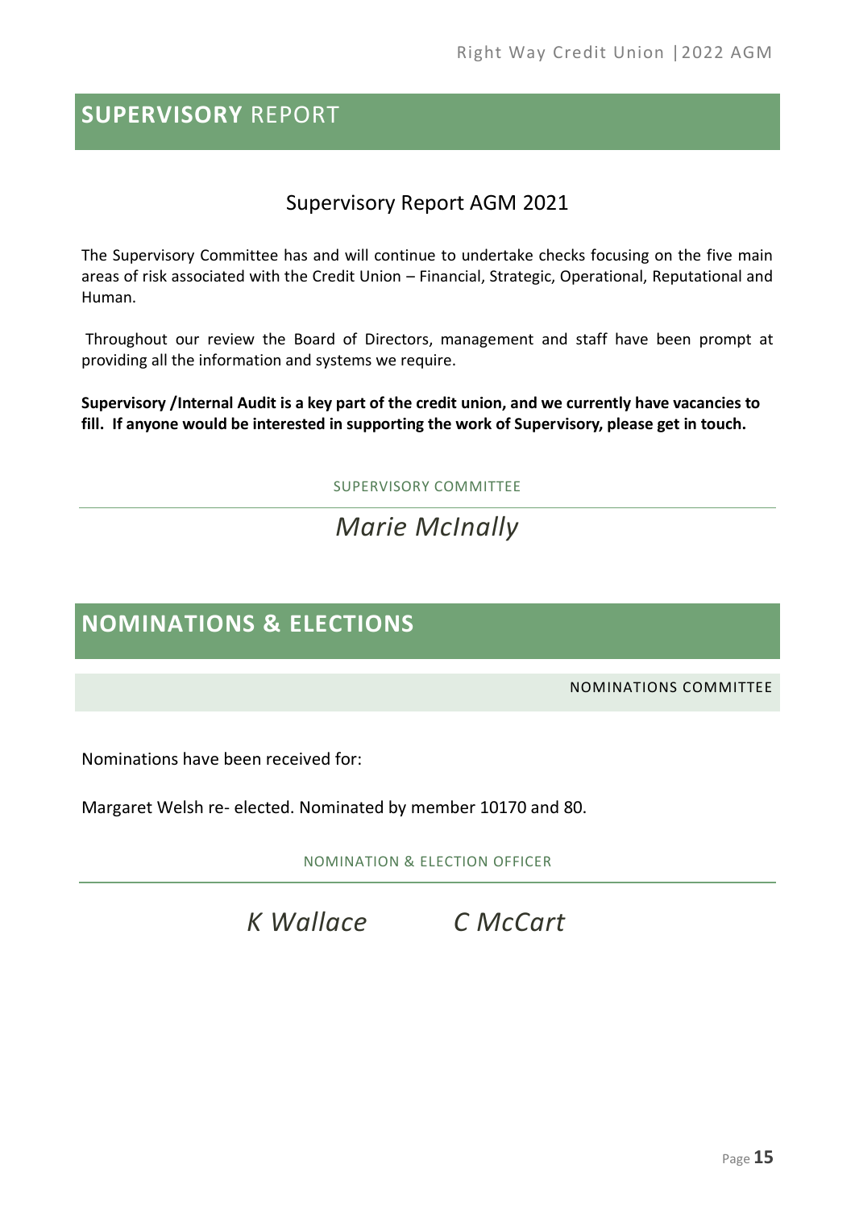## **SUPERVISORY** REPORT

### Supervisory Report AGM 2021

The Supervisory Committee has and will continue to undertake checks focusing on the five main areas of risk associated with the Credit Union – Financial, Strategic, Operational, Reputational and Human.

Throughout our review the Board of Directors, management and staff have been prompt at providing all the information and systems we require.

**Supervisory /Internal Audit is a key part of the credit union, and we currently have vacancies to fill. If anyone would be interested in supporting the work of Supervisory, please get in touch.**

SUPERVISORY COMMITTEE

---

*Marie McInally*

## **NOMINATIONS & ELECTIONS**

NOMINATIONS COMMITTEE

Nominations have been received for:

Margaret Welsh re- elected. Nominated by member 10170 and 80.

NOMINATION & ELECTION OFFICER

---

*K Wallace* *C McCart*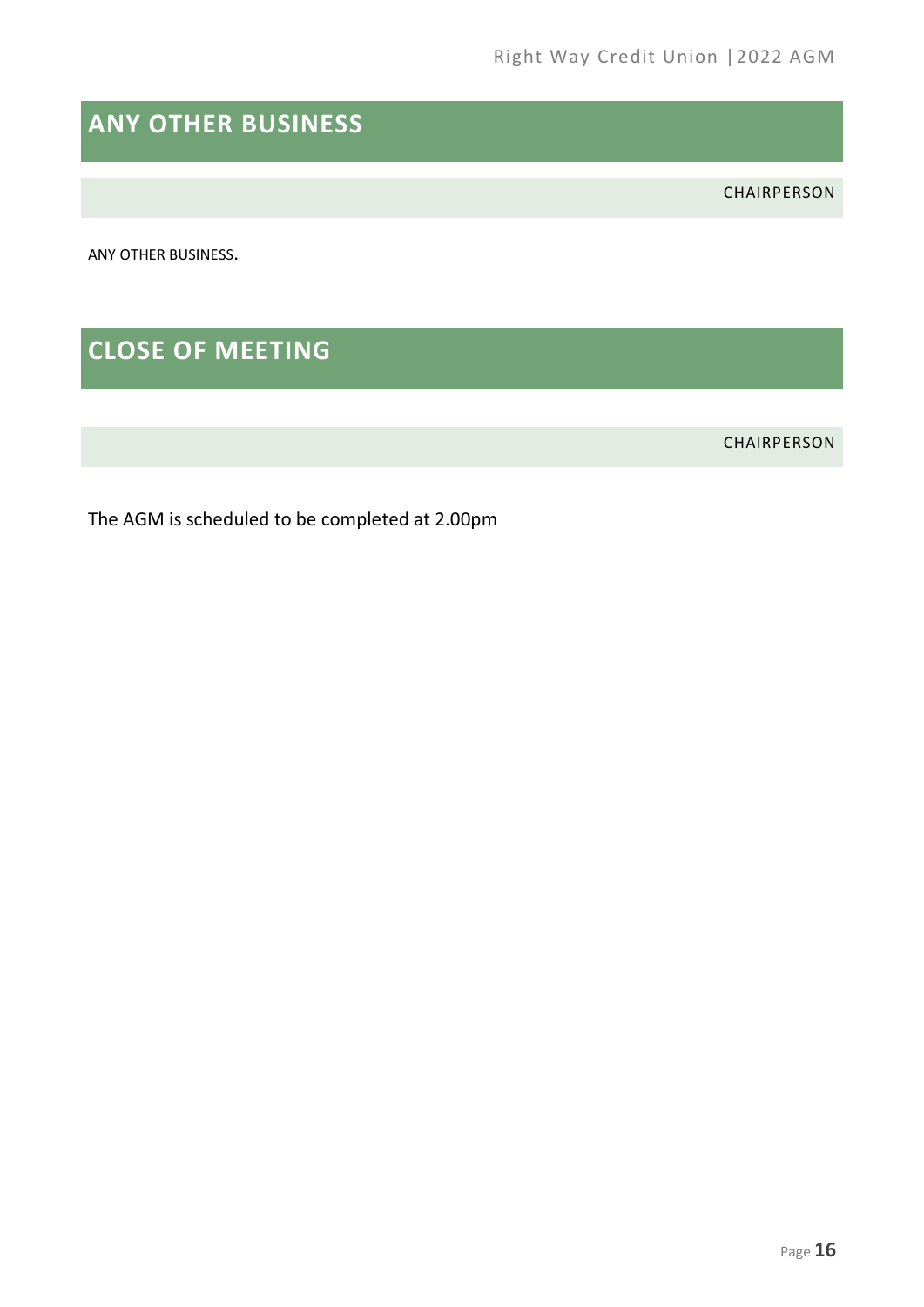## ANY OTHER BUSINESS

CHAIRPERSON

ANY OTHER BUSINESS.

## CLOSE OF MEETING

CHAIRPERSON

The AGM is scheduled to be completed at 2.00pm